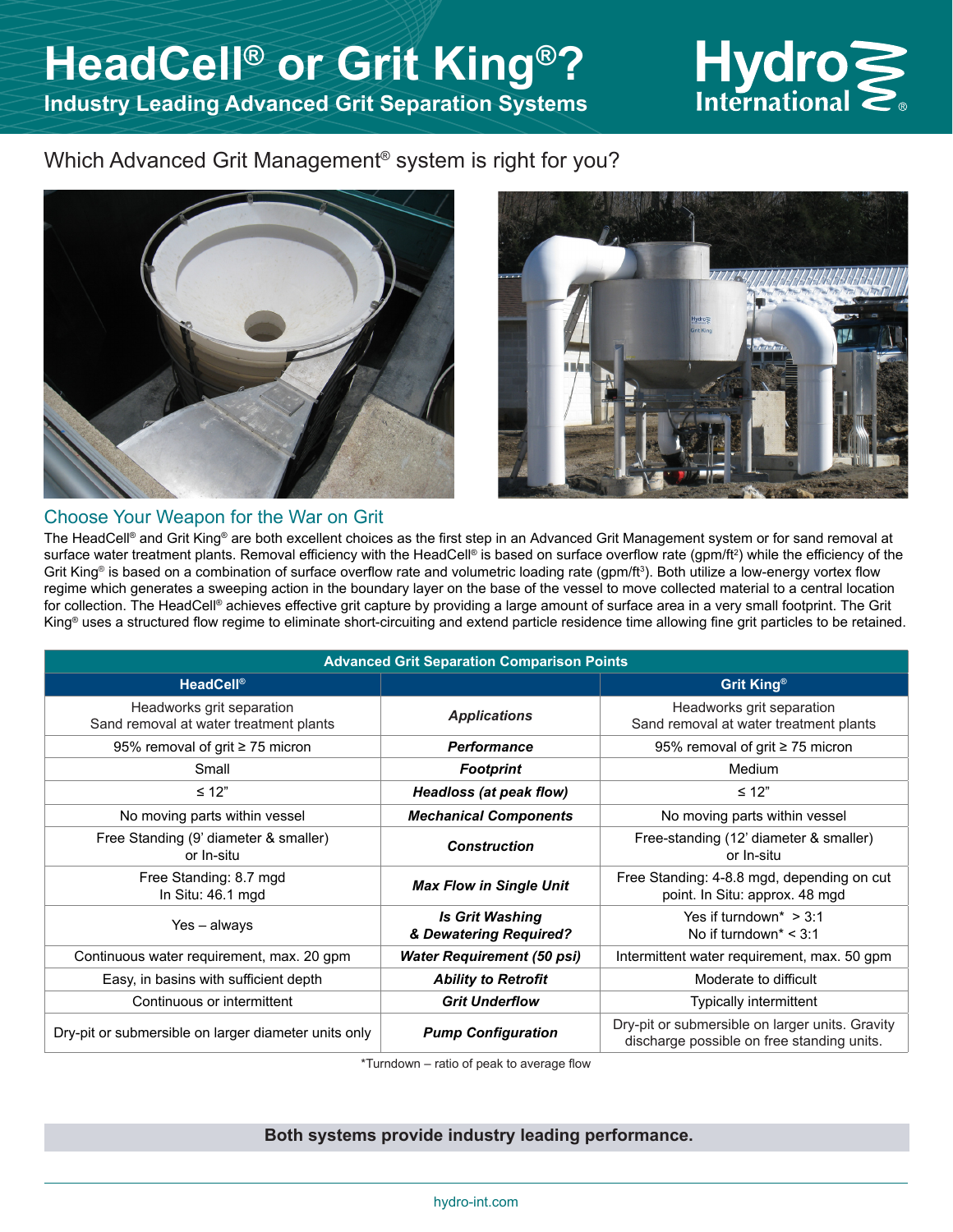# HeadCell® or Grit King®?

## Industry Leading Advanced Grit Separation Systems

Which Advanced Grit Management® system is right for you?

## Choose Your Weapon for the War on Grit

The HeadCell® and Grit King® are both excellent choices as the first step in an Advanced Grit Management system or for sand removal at surface water treatment plants. Removal efficiency with the HeadCell® is based on surface overflow rate (gpm/ft²) while the efficiency of the Grit King® is based on a combination of surface overflow rate and volumetric loading rate (gpm/ft³). Both utilize a low-energy vortex flow regime which generates a sweeping action in the boundary layer on the base of the vessel to move collected material to a central location for collection. The HeadCell® achieves effective grit capture by providing a large amount of surface area in a very small footprint. The Grit King® uses a structured flow regime to eliminate short-circuiting and extend particle residence time allowing fine grit particles to be retained.

| Advanced Grit Separation Comparison Points | | |
|---|---|---|
| **HeadCell®** | | **Grit King®** |
| Headworks grit separation<br>Sand removal at water treatment plants | ***Applications*** | Headworks grit separation<br>Sand removal at water treatment plants |
| 95% removal of grit ≥ 75 micron | ***Performance*** | 95% removal of grit ≥ 75 micron |
| Small | ***Footprint*** | Medium |
| ≤ 12" | ***Headloss (at peak flow)*** | ≤ 12" |
| No moving parts within vessel | ***Mechanical Components*** | No moving parts within vessel |
| Free Standing (9' diameter & smaller)<br>or In-situ | ***Construction*** | Free-standing (12' diameter & smaller)<br>or In-situ |
| Free Standing: 8.7 mgd<br>In Situ: 46.1 mgd | ***Max Flow in Single Unit*** | Free Standing: 4-8.8 mgd, depending on cut point. In Situ: approx. 48 mgd |
| Yes – always | ***Is Grit Washing & Dewatering Required?*** | Yes if turndown* > 3:1<br>No if turndown* < 3:1 |
| Continuous water requirement, max. 20 gpm | ***Water Requirement (50 psi)*** | Intermittent water requirement, max. 50 gpm |
| Easy, in basins with sufficient depth | ***Ability to Retrofit*** | Moderate to difficult |
| Continuous or intermittent | ***Grit Underflow*** | Typically intermittent |
| Dry-pit or submersible on larger diameter units only | ***Pump Configuration*** | Dry-pit or submersible on larger units. Gravity discharge possible on free standing units. |

*Turndown – ratio of peak to average flow

**Both systems provide industry leading performance.**

hydro-int.com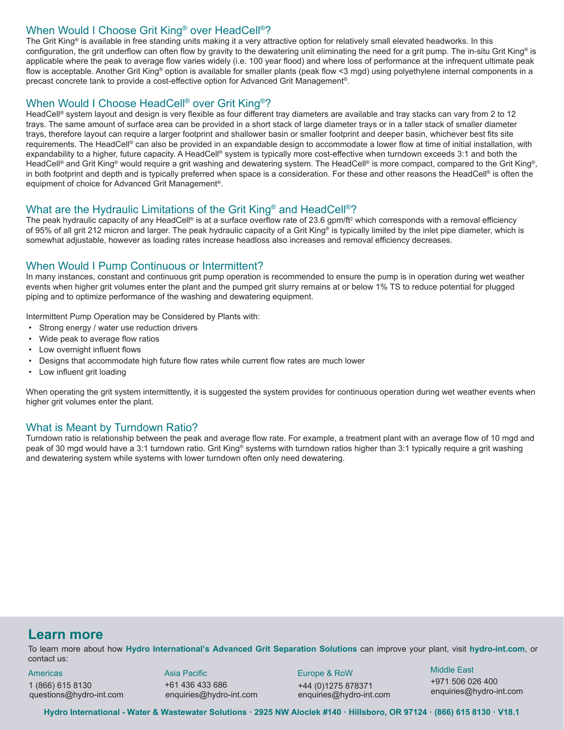## When Would I Choose Grit King® over HeadCell®?

The Grit King® is available in free standing units making it a very attractive option for relatively small elevated headworks. In this configuration, the grit underflow can often flow by gravity to the dewatering unit eliminating the need for a grit pump. The in-situ Grit King® is applicable where the peak to average flow varies widely (i.e. 100 year flood) and where loss of performance at the infrequent ultimate peak flow is acceptable. Another Grit King® option is available for smaller plants (peak flow <3 mgd) using polyethylene internal components in a precast concrete tank to provide a cost-effective option for Advanced Grit Management®.

## When Would I Choose HeadCell® over Grit King®?

HeadCell® system layout and design is very flexible as four different tray diameters are available and tray stacks can vary from 2 to 12 trays. The same amount of surface area can be provided in a short stack of large diameter trays or in a taller stack of smaller diameter trays, therefore layout can require a larger footprint and shallower basin or smaller footprint and deeper basin, whichever best fits site requirements. The HeadCell® can also be provided in an expandable design to accommodate a lower flow at time of initial installation, with expandability to a higher, future capacity. A HeadCell® system is typically more cost-effective when turndown exceeds 3:1 and both the HeadCell® and Grit King® would require a grit washing and dewatering system. The HeadCell® is more compact, compared to the Grit King®, in both footprint and depth and is typically preferred when space is a consideration. For these and other reasons the HeadCell® is often the equipment of choice for Advanced Grit Management®.

## What are the Hydraulic Limitations of the Grit King® and HeadCell®?

The peak hydraulic capacity of any HeadCell® is at a surface overflow rate of 23.6 gpm/ft$^2$ which corresponds with a removal efficiency of 95% of all grit 212 micron and larger. The peak hydraulic capacity of a Grit King® is typically limited by the inlet pipe diameter, which is somewhat adjustable, however as loading rates increase headloss also increases and removal efficiency decreases.

## When Would I Pump Continuous or Intermittent?

In many instances, constant and continuous grit pump operation is recommended to ensure the pump is in operation during wet weather events when higher grit volumes enter the plant and the pumped grit slurry remains at or below 1% TS to reduce potential for plugged piping and to optimize performance of the washing and dewatering equipment.

Intermittent Pump Operation may be Considered by Plants with:

- Strong energy / water use reduction drivers
- Wide peak to average flow ratios
- Low overnight influent flows
- Designs that accommodate high future flow rates while current flow rates are much lower
- Low influent grit loading

When operating the grit system intermittently, it is suggested the system provides for continuous operation during wet weather events when higher grit volumes enter the plant.

## What is Meant by Turndown Ratio?

Turndown ratio is relationship between the peak and average flow rate. For example, a treatment plant with an average flow of 10 mgd and peak of 30 mgd would have a 3:1 turndown ratio. Grit King® systems with turndown ratios higher than 3:1 typically require a grit washing and dewatering system while systems with lower turndown often only need dewatering.

## Learn more

To learn more about how **Hydro International's Advanced Grit Separation Solutions** can improve your plant, visit **hydro-int.com**, or contact us:

Americas
1 (866) 615 8130
questions@hydro-int.com

Asia Pacific
+61 436 433 686
enquiries@hydro-int.com

Europe & RoW
+44 (0)1275 878371
enquiries@hydro-int.com

Middle East
+971 506 026 400
enquiries@hydro-int.com

**Hydro International - Water & Wastewater Solutions · 2925 NW Aloclek #140 · Hillsboro, OR 97124 · (866) 615 8130 · V18.1**